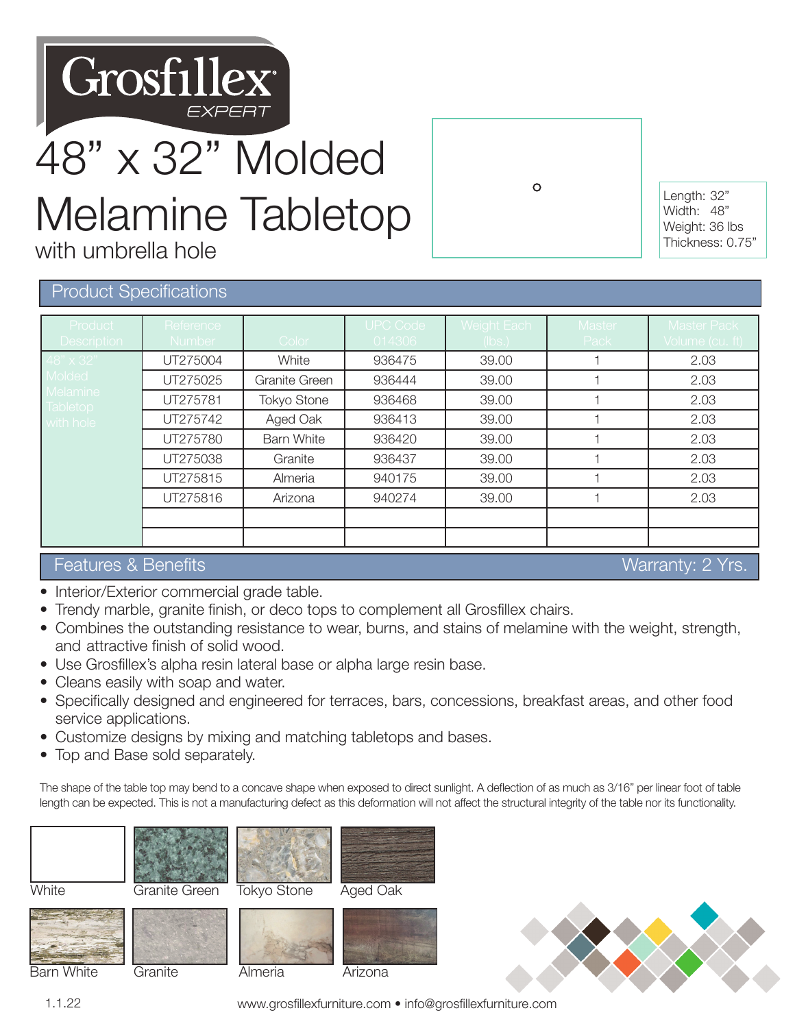Grosfillex EXPERT

# 48” x 32” Molded Melamine Tabletop

with umbrella hole

Length: 32”
Width: 48”
Weight: 36 lbs
Thickness: 0.75”

## Product Specifications

| Product Description | Reference Number | Color | UPC Code 014306 | Weight Each (lbs.) | Master Pack | Master Pack Volume (cu. ft) |
|---|---|---|---|---|---|---|
| 48” x 32” Molded Melamine Tabletop with hole | UT275004 | White | 936475 | 39.00 | 1 | 2.03 |
| | UT275025 | Granite Green | 936444 | 39.00 | 1 | 2.03 |
| | UT275781 | Tokyo Stone | 936468 | 39.00 | 1 | 2.03 |
| | UT275742 | Aged Oak | 936413 | 39.00 | 1 | 2.03 |
| | UT275780 | Barn White | 936420 | 39.00 | 1 | 2.03 |
| | UT275038 | Granite | 936437 | 39.00 | 1 | 2.03 |
| | UT275815 | Almeria | 940175 | 39.00 | 1 | 2.03 |
| | UT275816 | Arizona | 940274 | 39.00 | 1 | 2.03 |

## Features & Benefits

Warranty: 2 Yrs.

- Interior/Exterior commercial grade table.
- Trendy marble, granite finish, or deco tops to complement all Grosfillex chairs.
- Combines the outstanding resistance to wear, burns, and stains of melamine with the weight, strength, and attractive finish of solid wood.
- Use Grosfillex’s alpha resin lateral base or alpha large resin base.
- Cleans easily with soap and water.
- Specifically designed and engineered for terraces, bars, concessions, breakfast areas, and other food service applications.
- Customize designs by mixing and matching tabletops and bases.
- Top and Base sold separately.

The shape of the table top may bend to a concave shape when exposed to direct sunlight. A deflection of as much as 3/16” per linear foot of table length can be expected. This is not a manufacturing defect as this deformation will not affect the structural integrity of the table nor its functionality.

White Granite Green Tokyo Stone Aged Oak

Barn White Granite Almeria Arizona

1.1.22

www.grosfillexfurniture.com • info@grosfillexfurniture.com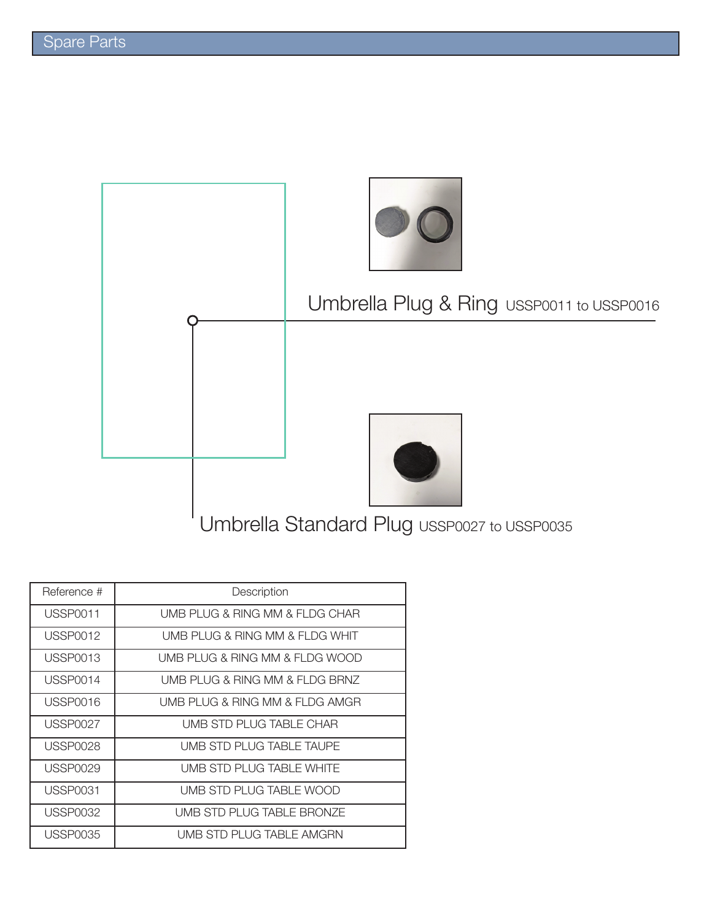## Spare Parts

Umbrella Plug & Ring USSP0011 to USSP0016

Umbrella Standard Plug USSP0027 to USSP0035

| Reference # | Description |
| --- | --- |
| USSP0011 | UMB PLUG & RING MM & FLDG CHAR |
| USSP0012 | UMB PLUG & RING MM & FLDG WHIT |
| USSP0013 | UMB PLUG & RING MM & FLDG WOOD |
| USSP0014 | UMB PLUG & RING MM & FLDG BRNZ |
| USSP0016 | UMB PLUG & RING MM & FLDG AMGR |
| USSP0027 | UMB STD PLUG TABLE CHAR |
| USSP0028 | UMB STD PLUG TABLE TAUPE |
| USSP0029 | UMB STD PLUG TABLE WHITE |
| USSP0031 | UMB STD PLUG TABLE WOOD |
| USSP0032 | UMB STD PLUG TABLE BRONZE |
| USSP0035 | UMB STD PLUG TABLE AMGRN |